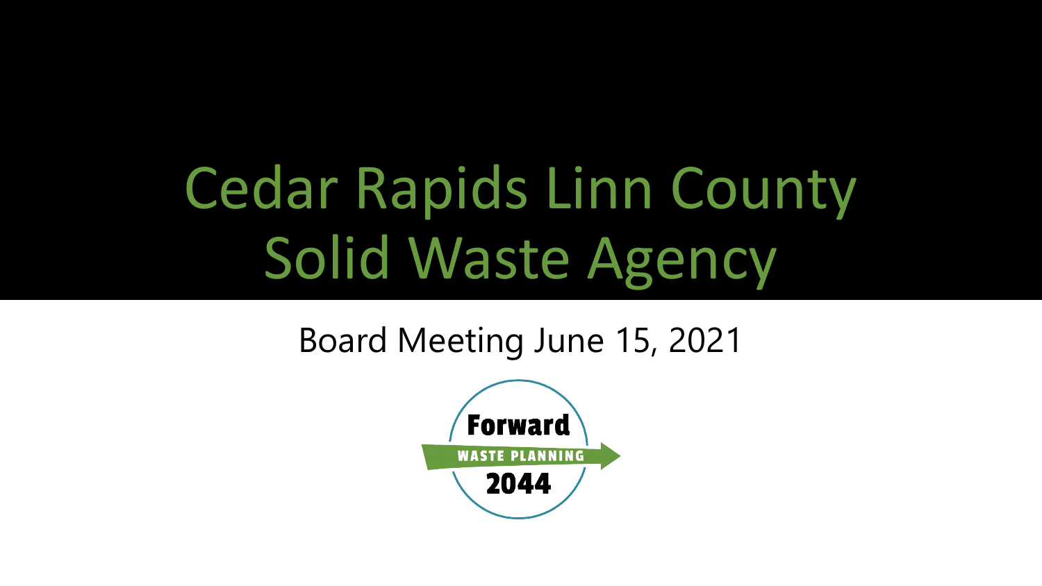# Cedar Rapids Linn County Solid Waste Agency

Board Meeting June 15, 2021

Forward

WASTE PLANNING

2044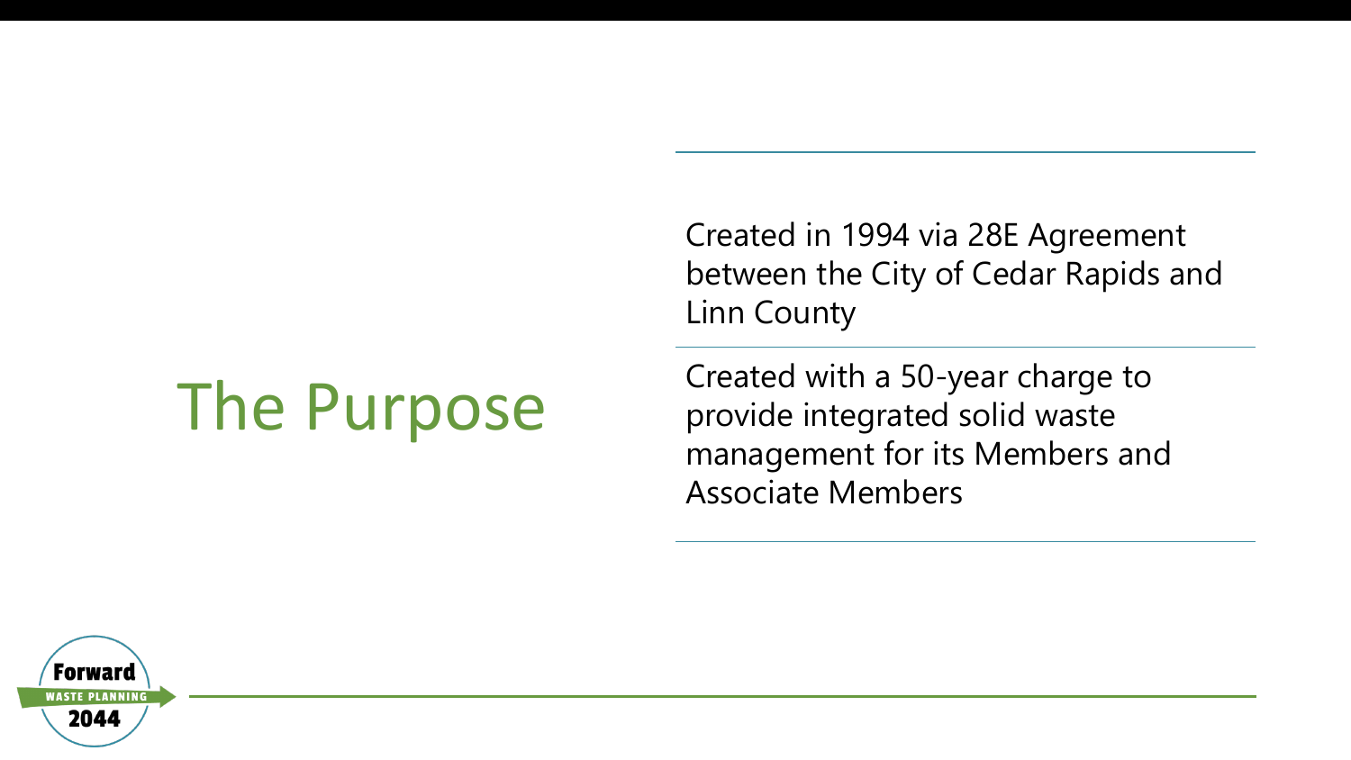# The Purpose

Created in 1994 via 28E Agreement between the City of Cedar Rapids and Linn County

Created with a 50-year charge to provide integrated solid waste management for its Members and Associate Members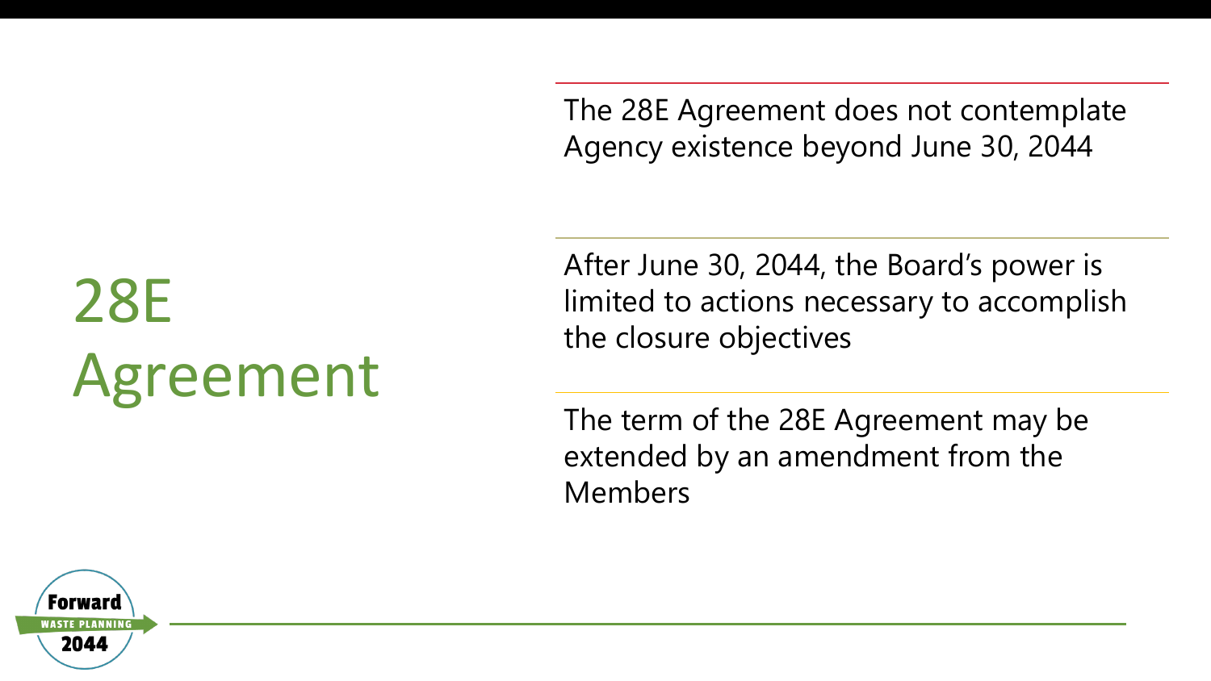# 28E Agreement

The 28E Agreement does not contemplate Agency existence beyond June 30, 2044

After June 30, 2044, the Board's power is limited to actions necessary to accomplish the closure objectives

The term of the 28E Agreement may be extended by an amendment from the Members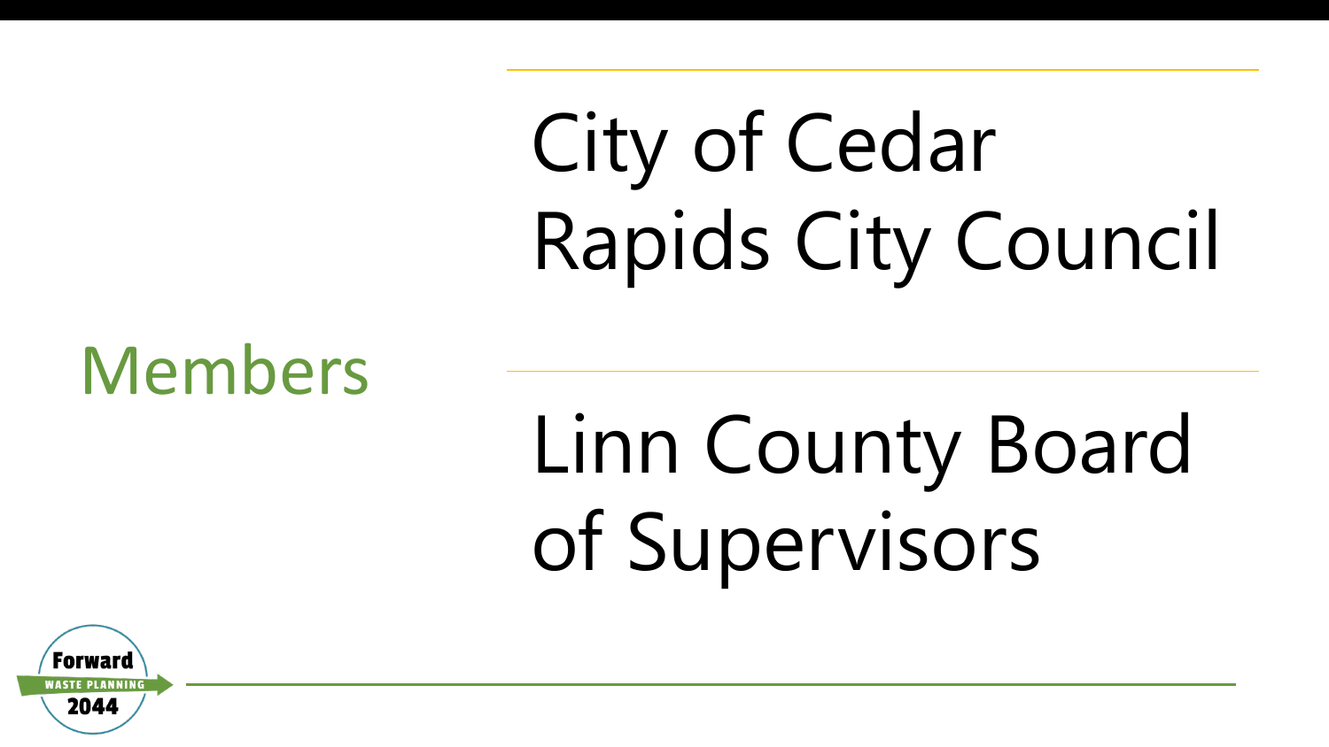## Members

- City of Cedar Rapids City Council
- Linn County Board of Supervisors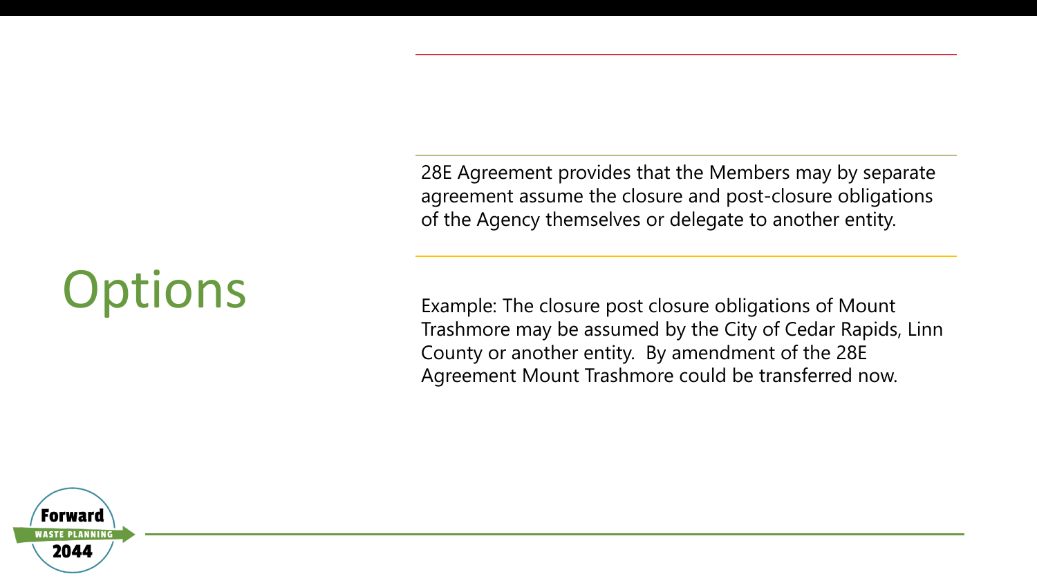# Options

28E Agreement provides that the Members may by separate agreement assume the closure and post-closure obligations of the Agency themselves or delegate to another entity.

Example: The closure post closure obligations of Mount Trashmore may be assumed by the City of Cedar Rapids, Linn County or another entity. By amendment of the 28E Agreement Mount Trashmore could be transferred now.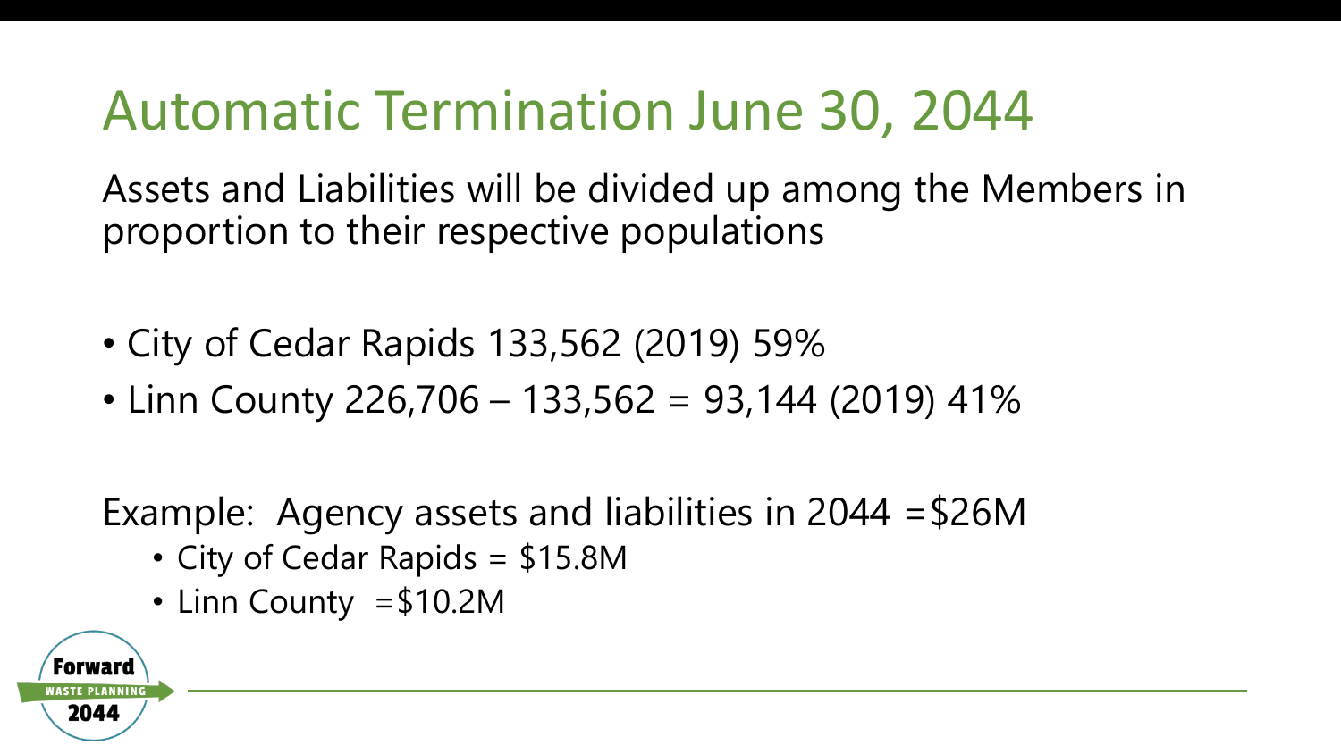# Automatic Termination June 30, 2044

Assets and Liabilities will be divided up among the Members in proportion to their respective populations

- City of Cedar Rapids 133,562 (2019) 59%
- Linn County 226,706 – 133,562 = 93,144 (2019) 41%

Example: Agency assets and liabilities in 2044 =$26M

- City of Cedar Rapids = $15.8M
- Linn County =$10.2M

Forward WASTE PLANNING 2044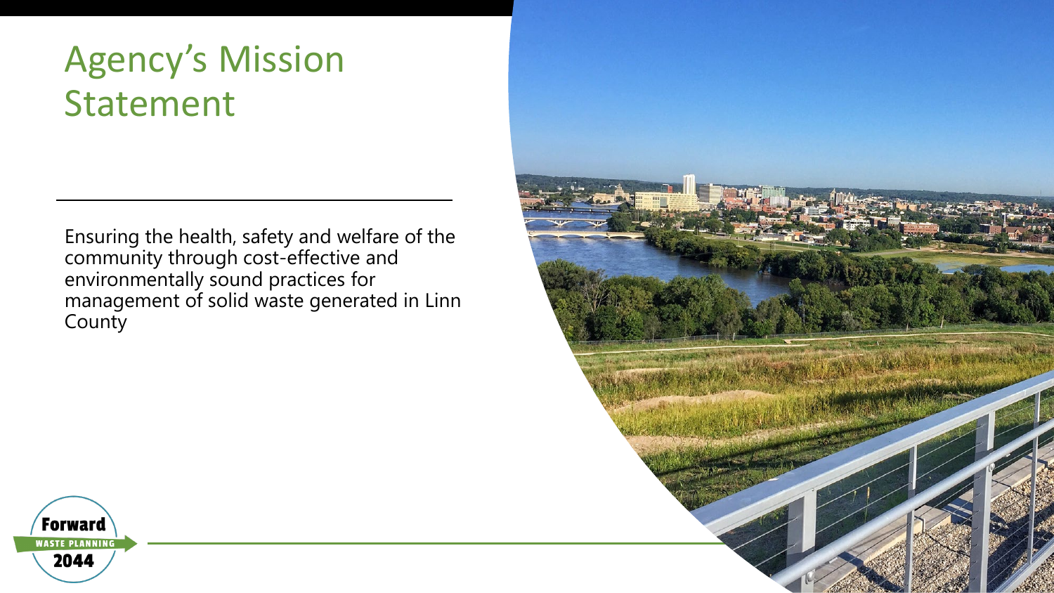# Agency's Mission Statement

Ensuring the health, safety and welfare of the community through cost-effective and environmentally sound practices for management of solid waste generated in Linn County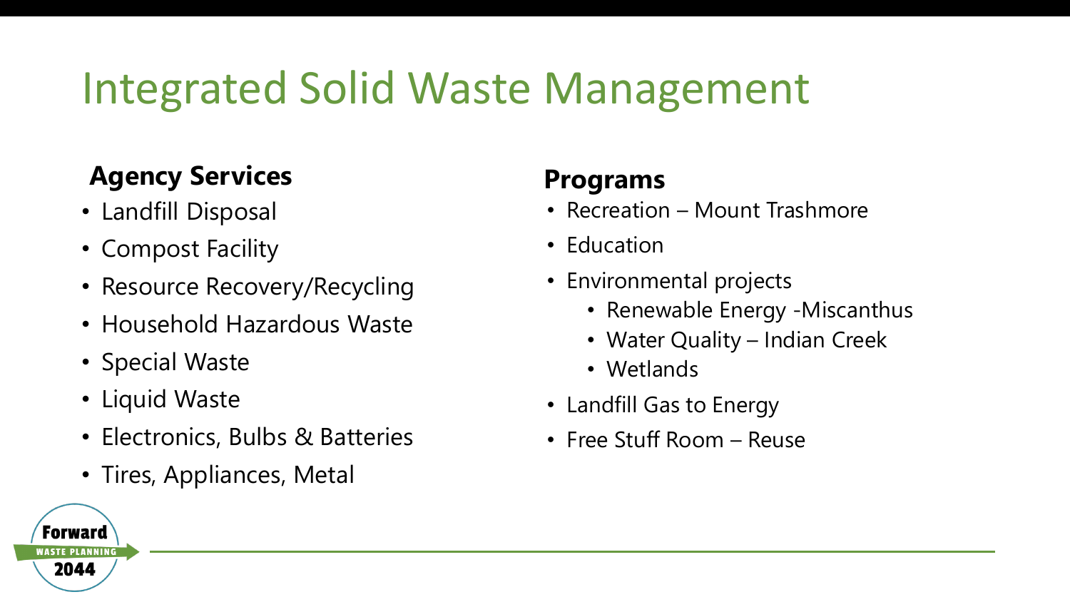# Integrated Solid Waste Management

## Agency Services

- Landfill Disposal
- Compost Facility
- Resource Recovery/Recycling
- Household Hazardous Waste
- Special Waste
- Liquid Waste
- Electronics, Bulbs & Batteries
- Tires, Appliances, Metal

## Programs

- Recreation – Mount Trashmore
- Education
- Environmental projects
  - Renewable Energy -Miscanthus
  - Water Quality – Indian Creek
  - Wetlands
- Landfill Gas to Energy
- Free Stuff Room – Reuse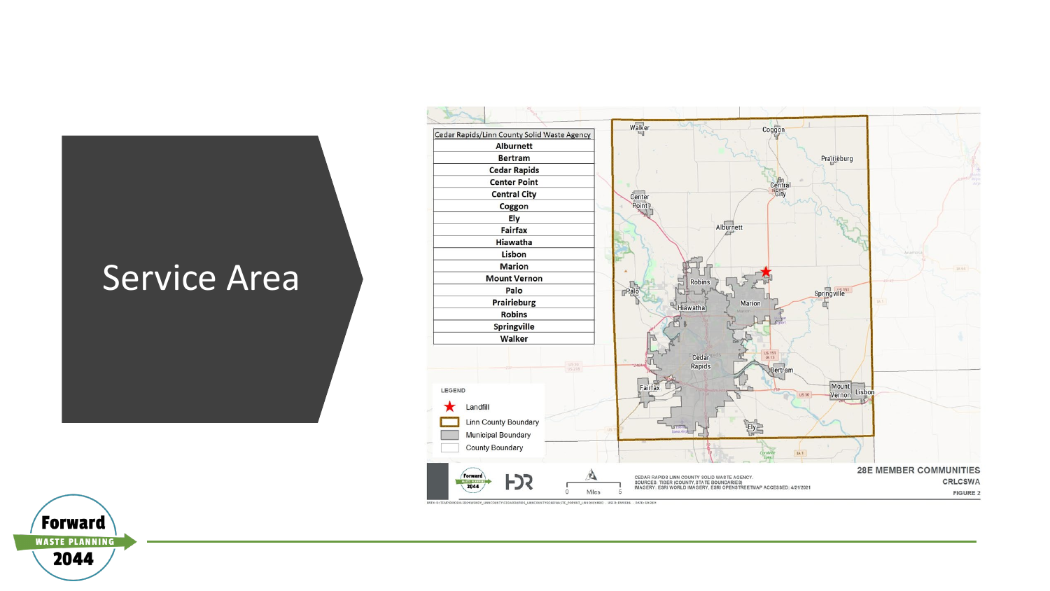# Service Area

| Cedar Rapids/Linn County Solid Waste Agency |
| --- |
| Alburnett |
| Bertram |
| Cedar Rapids |
| Center Point |
| Central City |
| Coggon |
| Ely |
| Fairfax |
| Hiawatha |
| Lisbon |
| Marion |
| Mount Vernon |
| Palo |
| Prairieburg |
| Robins |
| Springville |
| Walker |

LEGEND

- Landfill
- Linn County Boundary
- Municipal Boundary
- County Boundary

CEDAR RAPIDS LINN COUNTY SOLID WASTE AGENCY.
SOURCES: TIGER (COUNTY, STATE BOUNDARIES)
IMAGERY: ESRI WORLD IMAGERY, ESRI OPENSTREETMAP ACCESSED: 4/21/2021

28E MEMBER COMMUNITIES
CRLCSWA
FIGURE 2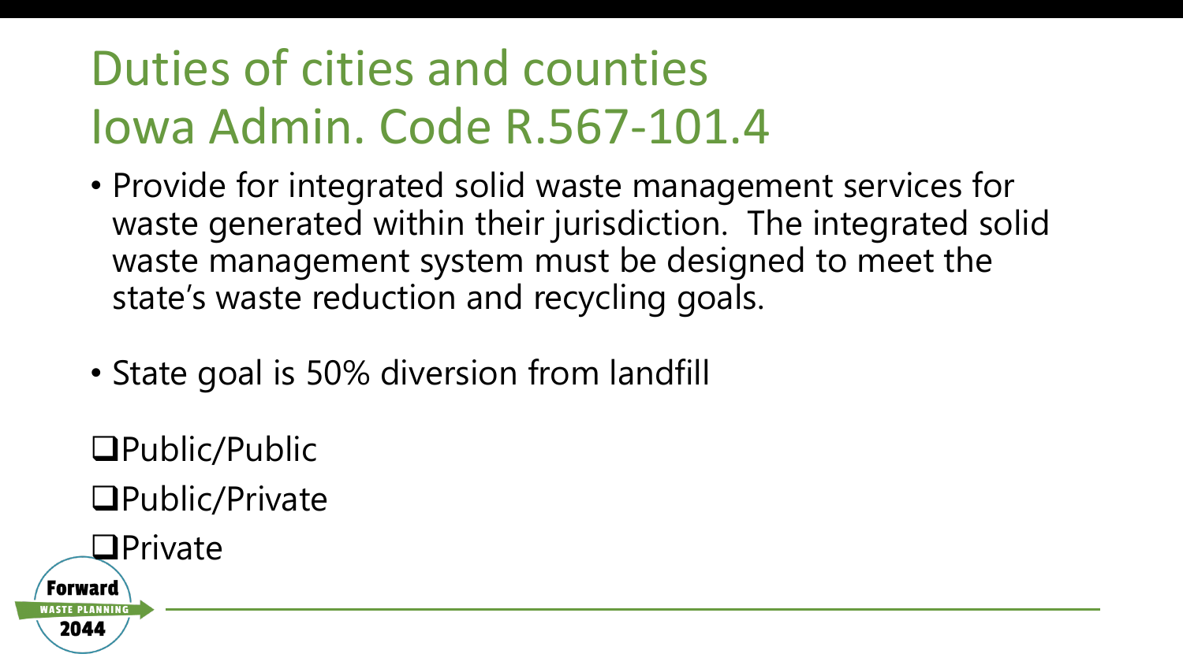# Duties of cities and counties Iowa Admin. Code R.567-101.4

- Provide for integrated solid waste management services for waste generated within their jurisdiction. The integrated solid waste management system must be designed to meet the state's waste reduction and recycling goals.

- State goal is 50% diversion from landfill

- [ ] Public/Public
- [ ] Public/Private
- [ ] Private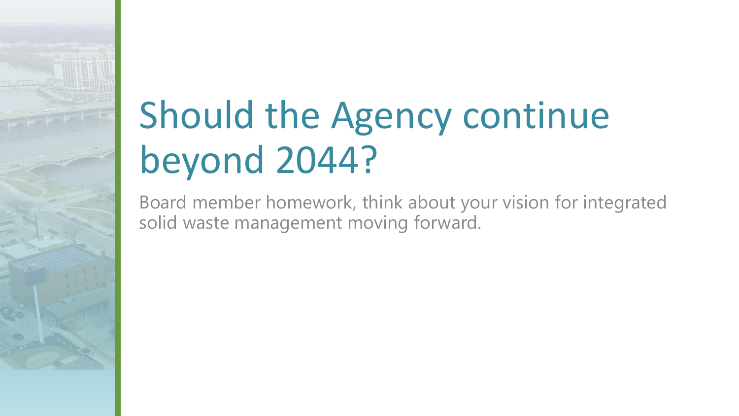# Should the Agency continue beyond 2044?

Board member homework, think about your vision for integrated solid waste management moving forward.